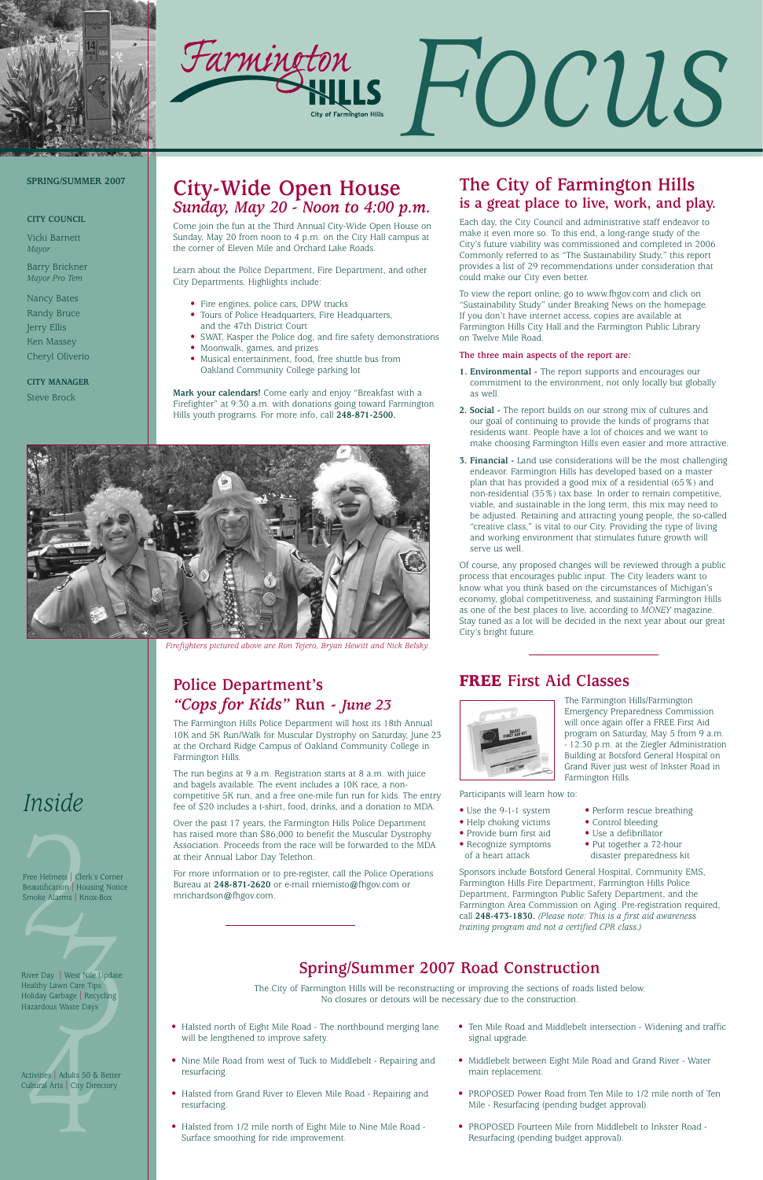# Farmington Hills Focus

City of Farmington Hills

**SPRING/SUMMER 2007**

**CITY COUNCIL**

Vicki Barnett
*Mayor*

Barry Brickner
*Mayor Pro Tem*

Nancy Bates
Randy Bruce
Jerry Ellis
Ken Massey
Cheryl Oliverio

**CITY MANAGER**

Steve Brock

## City-Wide Open House
### *Sunday, May 20 - Noon to 4:00 p.m.*

Come join the fun at the Third Annual City-Wide Open House on Sunday, May 20 from noon to 4 p.m. on the City Hall campus at the corner of Eleven Mile and Orchard Lake Roads.

Learn about the Police Department, Fire Department, and other City Departments. Highlights include:

- Fire engines, police cars, DPW trucks
- Tours of Police Headquarters, Fire Headquarters, and the 47th District Court
- SWAT, Kasper the Police dog, and fire safety demonstrations
- Moonwalk, games, and prizes
- Musical entertainment, food, free shuttle bus from Oakland Community College parking lot

**Mark your calendars!** Come early and enjoy "Breakfast with a Firefighter" at 9:30 a.m. with donations going toward Farmington Hills youth programs. For more info, call **248-871-2500.**

*Firefighters pictured above are Ron Tejero, Bryan Hewitt and Nick Belsky.*

## The City of Farmington Hills
### is a great place to live, work, and play.

Each day, the City Council and administrative staff endeavor to make it even more so. To this end, a long-range study of the City's future viability was commissioned and completed in 2006. Commonly referred to as "The Sustainability Study," this report provides a list of 29 recommendations under consideration that could make our City even better.

To view the report online, go to www.fhgov.com and click on "Sustainability Study" under Breaking News on the homepage. If you don't have internet access, copies are available at Farmington Hills City Hall and the Farmington Public Library on Twelve Mile Road.

**The three main aspects of the report are:**

1. **Environmental -** The report supports and encourages our commitment to the environment, not only locally but globally as well.
2. **Social -** The report builds on our strong mix of cultures and our goal of continuing to provide the kinds of programs that residents want. People have a lot of choices and we want to make choosing Farmington Hills even easier and more attractive.
3. **Financial -** Land use considerations will be the most challenging endeavor. Farmington Hills has developed based on a master plan that has provided a good mix of a residential (65%) and non-residential (35%) tax base. In order to remain competitive, viable, and sustainable in the long term, this mix may need to be adjusted. Retaining and attracting young people, the so-called "creative class," is vital to our City. Providing the type of living and working environment that stimulates future growth will serve us well.

Of course, any proposed changes will be reviewed through a public process that encourages public input. The City leaders want to know what you think based on the circumstances of Michigan's economy, global competitiveness, and sustaining Farmington Hills as one of the best places to live, according to *MONEY* magazine. Stay tuned as a lot will be decided in the next year about our great City's bright future.

## Police Department's
### *"Cops for Kids"* Run *- June 23*

The Farmington Hills Police Department will host its 18th Annual 10K and 5K Run/Walk for Muscular Dystrophy on Saturday, June 23 at the Orchard Ridge Campus of Oakland Community College in Farmington Hills.

The run begins at 9 a.m. Registration starts at 8 a.m. with juice and bagels available. The event includes a 10K race, a non-competitive 5K run, and a free one-mile fun run for kids. The entry fee of $20 includes a t-shirt, food, drinks, and a donation to MDA.

Over the past 17 years, the Farmington Hills Police Department has raised more than $86,000 to benefit the Muscular Dystrophy Association. Proceeds from the race will be forwarded to the MDA at their Annual Labor Day Telethon.

For more information or to pre-register, call the Police Operations Bureau at **248-871-2620** or e-mail rniemisto@fhgov.com or mrichardson@fhgov.com.

## FREE First Aid Classes

The Farmington Hills/Farmington Emergency Preparedness Commission will once again offer a FREE First Aid program on Saturday, May 5 from 9 a.m. - 12:30 p.m. at the Ziegler Administration Building at Botsford General Hospital on Grand River just west of Inkster Road in Farmington Hills.

Participants will learn how to:

- Use the 9-1-1 system
- Help choking victims
- Provide burn first aid
- Recognize symptoms of a heart attack
- Perform rescue breathing
- Control bleeding
- Use a defibrillator
- Put together a 72-hour disaster preparedness kit

Sponsors include Botsford General Hospital, Community EMS, Farmington Hills Fire Department, Farmington Hills Police Department, Farmington Public Safety Department, and the Farmington Area Commission on Aging. Pre-registration required, call **248-473-1830.** *(Please note: This is a first aid awareness training program and not a certified CPR class.)*

## Spring/Summer 2007 Road Construction

The City of Farmington Hills will be reconstructing or improving the sections of roads listed below. No closures or detours will be necessary due to the construction.

- Halsted north of Eight Mile Road - The northbound merging lane will be lengthened to improve safety.
- Nine Mile Road from west of Tuck to Middlebelt - Repairing and resurfacing.
- Halsted from Grand River to Eleven Mile Road - Repairing and resurfacing.
- Halsted from 1/2 mile north of Eight Mile to Nine Mile Road - Surface smoothing for ride improvement.
- Ten Mile Road and Middlebelt intersection - Widening and traffic signal upgrade.
- Middlebelt between Eight Mile Road and Grand River - Water main replacement.
- PROPOSED Power Road from Ten Mile to 1/2 mile north of Ten Mile - Resurfacing (pending budget approval).
- PROPOSED Fourteen Mile from Middlebelt to Inkster Road - Resurfacing (pending budget approval).

## *Inside*

**2** Free Helmets | Clerk's Corner | Beautification | Housing Notice | Smoke Alarms | Knox-Box

**3** River Day | West Nile Update | Healthy Lawn Care Tips | Holiday Garbage | Recycling | Hazardous Waste Days

**4** Activities | Adults 50 & Better | Cultural Arts | City Directory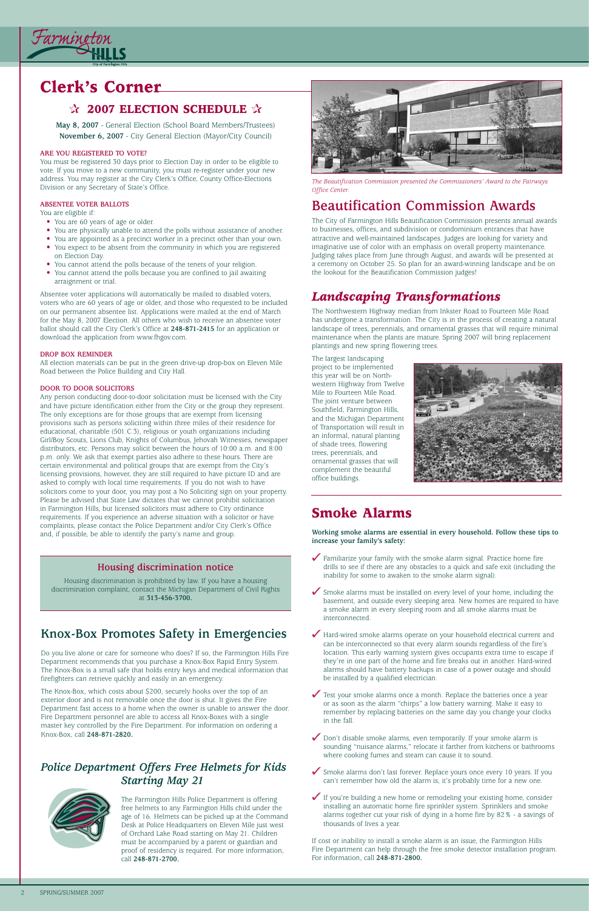# Clerk's Corner

## ✰ 2007 ELECTION SCHEDULE ✰

**May 8, 2007** - General Election (School Board Members/Trustees)
**November 6, 2007** - City General Election (Mayor/City Council)

### ARE YOU REGISTERED TO VOTE?

You must be registered 30 days prior to Election Day in order to be eligible to vote. If you move to a new community, you must re-register under your new address. You may register at the City Clerk's Office, County Office-Elections Division or any Secretary of State's Office.

### ABSENTEE VOTER BALLOTS

You are eligible if:

- You are 60 years of age or older.
- You are physically unable to attend the polls without assistance of another.
- You are appointed as a precinct worker in a precinct other than your own.
- You expect to be absent from the community in which you are registered on Election Day.
- You cannot attend the polls because of the tenets of your religion.
- You cannot attend the polls because you are confined to jail awaiting arraignment or trial.

Absentee voter applications will automatically be mailed to disabled voters, voters who are 60 years of age or older, and those who requested to be included on our permanent absentee list. Applications were mailed at the end of March for the May 8, 2007 Election. All others who wish to receive an absentee voter ballot should call the City Clerk's Office at **248-871-2415** for an application or download the application from www.fhgov.com.

### DROP BOX REMINDER

All election materials can be put in the green drive-up drop-box on Eleven Mile Road between the Police Building and City Hall.

### DOOR TO DOOR SOLICITORS

Any person conducting door-to-door solicitation must be licensed with the City and have picture identification either from the City or the group they represent. The only exceptions are for those groups that are exempt from licensing provisions such as persons soliciting within three miles of their residence for educational, charitable (501.C.3), religious or youth organizations including Girl/Boy Scouts, Lions Club, Knights of Columbus, Jehovah Witnesses, newspaper distributors, etc. Persons may solicit between the hours of 10:00 a.m. and 8:00 p.m. only. We ask that exempt parties also adhere to these hours. There are certain environmental and political groups that are exempt from the City's licensing provisions, however, they are still required to have picture ID and are asked to comply with local time requirements. If you do not wish to have solicitors come to your door, you may post a No Soliciting sign on your property. Please be advised that State Law dictates that we cannot prohibit solicitation in Farmington Hills, but licensed solicitors must adhere to City ordinance requirements. If you experience an adverse situation with a solicitor or have complaints, please contact the Police Department and/or City Clerk's Office and, if possible, be able to identify the party's name and group.

## Housing discrimination notice

Housing discrimination is prohibited by law. If you have a housing discrimination complaint, contact the Michigan Department of Civil Rights at **313-456-3700.**

## Knox-Box Promotes Safety in Emergencies

Do you live alone or care for someone who does? If so, the Farmington Hills Fire Department recommends that you purchase a Knox-Box Rapid Entry System. The Knox-Box is a small safe that holds entry keys and medical information that firefighters can retrieve quickly and easily in an emergency.

The Knox-Box, which costs about $200, securely hooks over the top of an exterior door and is not removable once the door is shut. It gives the Fire Department fast access to a home when the owner is unable to answer the door. Fire Department personnel are able to access all Knox-Boxes with a single master key controlled by the Fire Department. For information on ordering a Knox-Box, call **248-871-2820.**

## *Police Department Offers Free Helmets for Kids Starting May 21*

The Farmington Hills Police Department is offering free helmets to any Farmington Hills child under the age of 16. Helmets can be picked up at the Command Desk at Police Headquarters on Eleven Mile just west of Orchard Lake Road starting on May 21. Children must be accompanied by a parent or guardian and proof of residency is required. For more information, call **248-871-2700.**

*The Beautification Commission presented the Commissioners' Award to the Fairways Office Center.*

## Beautification Commission Awards

The City of Farmington Hills Beautification Commission presents annual awards to businesses, offices, and subdivision or condominium entrances that have attractive and well-maintained landscapes. Judges are looking for variety and imaginative use of color with an emphasis on overall property maintenance. Judging takes place from June through August, and awards will be presented at a ceremony on October 25. So plan for an award-winning landscape and be on the lookout for the Beautification Commission judges!

## *Landscaping Transformations*

The Northwestern Highway median from Inkster Road to Fourteen Mile Road has undergone a transformation. The City is in the process of creating a natural landscape of trees, perennials, and ornamental grasses that will require minimal maintenance when the plants are mature. Spring 2007 will bring replacement plantings and new spring flowering trees.

The largest landscaping project to be implemented this year will be on Northwestern Highway from Twelve Mile to Fourteen Mile Road. The joint venture between Southfield, Farmington Hills, and the Michigan Department of Transportation will result in an informal, natural planting of shade trees, flowering trees, perennials, and ornamental grasses that will complement the beautiful office buildings.

## Smoke Alarms

**Working smoke alarms are essential in every household. Follow these tips to increase your family's safety:**

- ✓ Familiarize your family with the smoke alarm signal. Practice home fire drills to see if there are any obstacles to a quick and safe exit (including the inability for some to awaken to the smoke alarm signal).
- ✓ Smoke alarms must be installed on every level of your home, including the basement, and outside every sleeping area. New homes are required to have a smoke alarm in every sleeping room and all smoke alarms must be interconnected.
- ✓ Hard-wired smoke alarms operate on your household electrical current and can be interconnected so that every alarm sounds regardless of the fire's location. This early warning system gives occupants extra time to escape if they're in one part of the home and fire breaks out in another. Hard-wired alarms should have battery backups in case of a power outage and should be installed by a qualified electrician.
- ✓ Test your smoke alarms once a month. Replace the batteries once a year or as soon as the alarm "chirps" a low battery warning. Make it easy to remember by replacing batteries on the same day you change your clocks in the fall.
- ✓ Don't disable smoke alarms, even temporarily. If your smoke alarm is sounding "nuisance alarms," relocate it farther from kitchens or bathrooms where cooking fumes and steam can cause it to sound.
- ✓ Smoke alarms don't last forever. Replace yours once every 10 years. If you can't remember how old the alarm is, it's probably time for a new one.
- ✓ If you're building a new home or remodeling your existing home, consider installing an automatic home fire sprinkler system. Sprinklers and smoke alarms together cut your risk of dying in a home fire by 82% - a savings of thousands of lives a year.

If cost or inability to install a smoke alarm is an issue, the Farmington Hills Fire Department can help through the free smoke detector installation program. For information, call **248-871-2800.**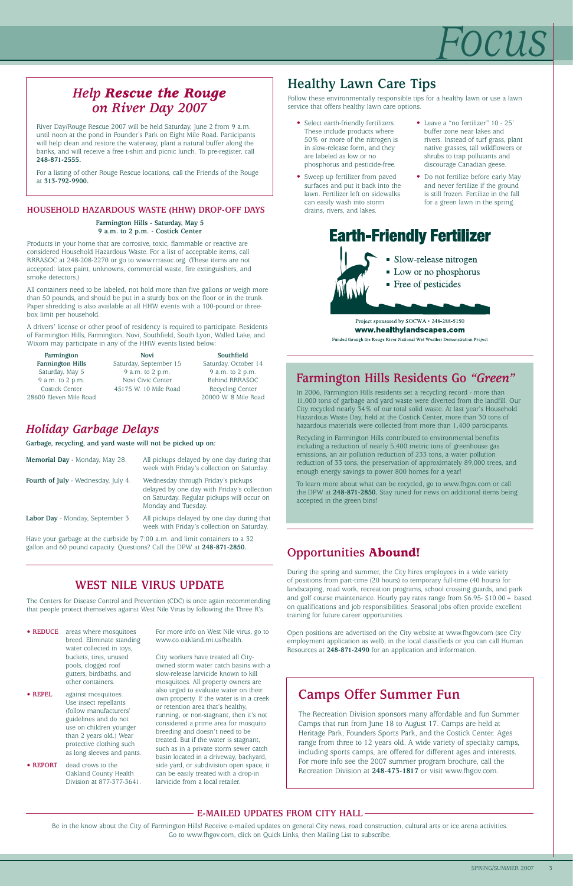# Focus

## *Help **Rescue the Rouge** on River Day 2007*

River Day/Rouge Rescue 2007 will be held Saturday, June 2 from 9 a.m. until noon at the pond in Founder's Park on Eight Mile Road. Participants will help clean and restore the waterway, plant a natural buffer along the banks, and will receive a free t-shirt and picnic lunch. To pre-register, call **248-871-2555.**

For a listing of other Rouge Rescue locations, call the Friends of the Rouge at **313-792-9900.**

## HOUSEHOLD HAZARDOUS WASTE (HHW) DROP-OFF DAYS

**Farmington Hills - Saturday, May 5**
**9 a.m. to 2 p.m. - Costick Center**

Products in your home that are corrosive, toxic, flammable or reactive are considered Household Hazardous Waste. For a list of acceptable items, call RRRASOC at 248-208-2270 or go to www.rrrasoc.org. (These items are not accepted: latex paint, unknowns, commercial waste, fire extinguishers, and smoke detectors.)

All containers need to be labeled, not hold more than five gallons or weigh more than 50 pounds, and should be put in a sturdy box on the floor or in the trunk. Paper shredding is also available at all HHW events with a 100-pound or three-box limit per household.

A drivers' license or other proof of residency is required to participate. Residents of Farmington Hills, Farmington, Novi, Southfield, South Lyon, Walled Lake, and Wixom may participate in any of the HHW events listed below:

| Farmington Farmington Hills | Novi | Southfield |
|---|---|---|
| Saturday, May 5 | Saturday, September 15 | Saturday, October 14 |
| 9 a.m. to 2 p.m. | 9 a.m. to 2 p.m. | 9 a.m. to 2 p.m. |
| Costick Center | Novi Civic Center | Behind RRRASOC |
| 28600 Eleven Mile Road | 45175 W. 10 Mile Road | Recycling Center |
| | | 20000 W. 8 Mile Road |

## *Holiday Garbage Delays*

**Garbage, recycling, and yard waste will not be picked up on:**

| | |
|---|---|
| **Memorial Day** - Monday, May 28. | All pickups delayed by one day during that week with Friday's collection on Saturday. |
| **Fourth of July** - Wednesday, July 4. | Wednesday through Friday's pickups delayed by one day with Friday's collection on Saturday. Regular pickups will occur on Monday and Tuesday. |
| **Labor Day** - Monday, September 3. | All pickups delayed by one day during that week with Friday's collection on Saturday. |

Have your garbage at the curbside by 7:00 a.m. and limit containers to a 32 gallon and 60 pound capacity. Questions? Call the DPW at **248-871-2850.**

## WEST NILE VIRUS UPDATE

The Centers for Disease Control and Prevention (CDC) is once again recommending that people protect themselves against West Nile Virus by following the Three R's:

- **REDUCE** areas where mosquitoes breed. Eliminate standing water collected in toys, buckets, tires, unused pools, clogged roof gutters, birdbaths, and other containers.
- **REPEL** against mosquitoes. Use insect repellants (follow manufacturers' guidelines and do not use on children younger than 2 years old.) Wear protective clothing such as long sleeves and pants.
- **REPORT** dead crows to the Oakland County Health Division at 877-377-3641.

For more info on West Nile virus, go to www.co.oakland.mi.us/health.

City workers have treated all City-owned storm water catch basins with a slow-release larvicide known to kill mosquitoes. All property owners are also urged to evaluate water on their own property. If the water is in a creek or retention area that's healthy, running, or non-stagnant, then it's not considered a prime area for mosquito breeding and doesn't need to be treated. But if the water is stagnant, such as in a private storm sewer catch basin located in a driveway, backyard, side yard, or subdivision open space, it can be easily treated with a drop-in larvicide from a local retailer.

## Healthy Lawn Care Tips

Follow these environmentally responsible tips for a healthy lawn or use a lawn service that offers healthy lawn care options.

- Select earth-friendly fertilizers. These include products where 50% or more of the nitrogen is in slow-release form, and they are labeled as low or no phosphorus and pesticide-free.
- Sweep up fertilizer from paved surfaces and put it back into the lawn. Fertilizer left on sidewalks can easily wash into storm drains, rivers, and lakes.
- Leave a "no fertilizer" 10 - 25' buffer zone near lakes and rivers. Instead of turf grass, plant native grasses, tall wildflowers or shrubs to trap pollutants and discourage Canadian geese.
- Do not fertilize before early May and never fertilize if the ground is still frozen. Fertilize in the fall for a green lawn in the spring.

**Earth-Friendly Fertilizer**

- Slow-release nitrogen
- Low or no phosphorus
- Free of pesticides

Project sponsored by SOCWA • 248-288-5150
**www.healthylandscapes.com**
Funded through the Rouge River National Wet Weather Demonstration Project

## Farmington Hills Residents Go *"Green"*

In 2006, Farmington Hills residents set a recycling record - more than 11,000 tons of garbage and yard waste were diverted from the landfill. Our City recycled nearly 34% of our total solid waste. At last year's Household Hazardous Waste Day, held at the Costick Center, more than 30 tons of hazardous materials were collected from more than 1,400 participants.

Recycling in Farmington Hills contributed to environmental benefits including a reduction of nearly 5,400 metric tons of greenhouse gas emissions, an air pollution reduction of 233 tons, a water pollution reduction of 33 tons, the preservation of approximately 89,000 trees, and enough energy savings to power 800 homes for a year!

To learn more about what can be recycled, go to www.fhgov.com or call the DPW at **248-871-2850.** Stay tuned for news on additional items being accepted in the green bins!

## Opportunities **Abound!**

During the spring and summer, the City hires employees in a wide variety of positions from part-time (20 hours) to temporary full-time (40 hours) for landscaping, road work, recreation programs, school crossing guards, and park and golf course maintenance. Hourly pay rates range from $6.95- $10.00+ based on qualifications and job responsibilities. Seasonal jobs often provide excellent training for future career opportunities.

Open positions are advertised on the City website at www.fhgov.com (see City employment application as well), in the local classifieds or you can call Human Resources at **248-871-2490** for an application and information.

## Camps Offer Summer Fun

The Recreation Division sponsors many affordable and fun Summer Camps that run from June 18 to August 17. Camps are held at Heritage Park, Founders Sports Park, and the Costick Center. Ages range from three to 12 years old. A wide variety of specialty camps, including sports camps, are offered for different ages and interests. For more info see the 2007 summer program brochure, call the Recreation Division at **248-473-1817** or visit www.fhgov.com.

## E-MAILED UPDATES FROM CITY HALL

Be in the know about the City of Farmington Hills! Receive e-mailed updates on general City news, road construction, cultural arts or ice arena activities. Go to www.fhgov.com, click on Quick Links, then Mailing List to subscribe.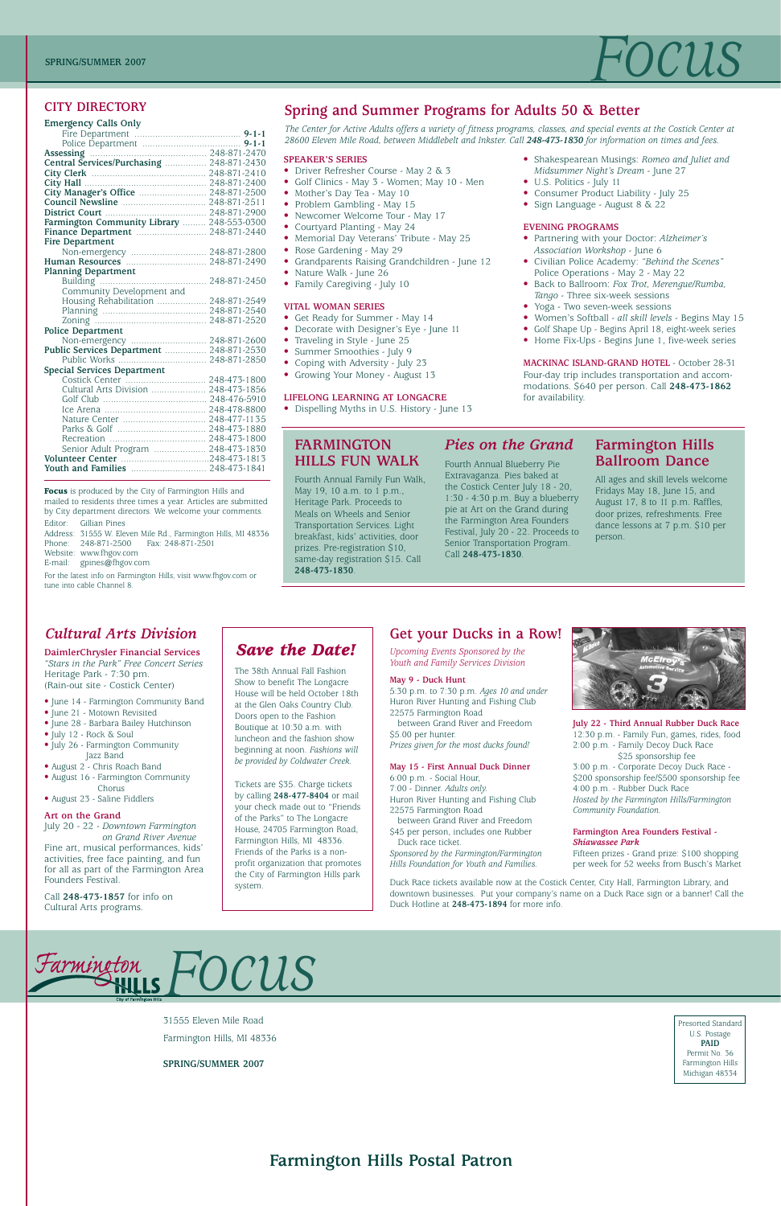# Focus

SPRING/SUMMER 2007

## CITY DIRECTORY

| | |
|---|---|
| **Emergency Calls Only** | |
| Fire Department | **9-1-1** |
| Police Department | **9-1-1** |
| **Assessing** | 248-871-2470 |
| **Central Services/Purchasing** | 248-871-2430 |
| **City Clerk** | 248-871-2410 |
| **City Hall** | 248-871-2400 |
| **City Manager's Office** | 248-871-2500 |
| **Council Newsline** | 248-871-2511 |
| **District Court** | 248-871-2900 |
| **Farmington Community Library** | 248-553-0300 |
| **Finance Department** | 248-871-2440 |
| **Fire Department** | |
| Non-emergency | 248-871-2800 |
| **Human Resources** | 248-871-2490 |
| **Planning Department** | |
| Building | 248-871-2450 |
| Community Development and Housing Rehabilitation | 248-871-2549 |
| Planning | 248-871-2540 |
| Zoning | 248-871-2520 |
| **Police Department** | |
| Non-emergency | 248-871-2600 |
| **Public Services Department** | 248-871-2530 |
| Public Works | 248-871-2850 |
| **Special Services Department** | |
| Costick Center | 248-473-1800 |
| Cultural Arts Division | 248-473-1856 |
| Golf Club | 248-476-5910 |
| Ice Arena | 248-478-8800 |
| Nature Center | 248-477-1135 |
| Parks & Golf | 248-473-1880 |
| Recreation | 248-473-1800 |
| Senior Adult Program | 248-473-1830 |
| **Volunteer Center** | 248-473-1813 |
| **Youth and Families** | 248-473-1841 |

**Focus** is produced by the City of Farmington Hills and mailed to residents three times a year. Articles are submitted by City department directors. We welcome your comments.

Editor: Gillian Pines
Address: 31555 W. Eleven Mile Rd., Farmington Hills, MI 48336
Phone: 248-871-2500 Fax: 248-871-2501
Website: www.fhgov.com
E-mail: gpines@fhgov.com

For the latest info on Farmington Hills, visit www.fhgov.com or tune into cable Channel 8.

## Spring and Summer Programs for Adults 50 & Better

*The Center for Active Adults offers a variety of fitness programs, classes, and special events at the Costick Center at 28600 Eleven Mile Road, between Middlebelt and Inkster. Call **248-473-1830** for information on times and fees.*

### SPEAKER'S SERIES

- Driver Refresher Course - May 2 & 3
- Golf Clinics - May 3 - Women; May 10 - Men
- Mother's Day Tea - May 10
- Problem Gambling - May 15
- Newcomer Welcome Tour - May 17
- Courtyard Planting - May 24
- Memorial Day Veterans' Tribute - May 25
- Rose Gardening - May 29
- Grandparents Raising Grandchildren - June 12
- Nature Walk - June 26
- Family Caregiving - July 10

### VITAL WOMAN SERIES

- Get Ready for Summer - May 14
- Decorate with Designer's Eye - June 11
- Traveling in Style - June 25
- Summer Smoothies - July 9
- Coping with Adversity - July 23
- Growing Your Money - August 13

### LIFELONG LEARNING AT LONGACRE

- Dispelling Myths in U.S. History - June 13
- Shakespearean Musings: *Romeo and Juliet and Midsummer Night's Dream* - June 27
- U.S. Politics - July 11
- Consumer Product Liability - July 25
- Sign Language - August 8 & 22

### EVENING PROGRAMS

- Partnering with your Doctor: *Alzheimer's Association Workshop* - June 6
- Civilian Police Academy: *"Behind the Scenes"* Police Operations - May 2 - May 22
- Back to Ballroom: *Fox Trot, Merengue/Rumba, Tango* - Three six-week sessions
- Yoga - Two seven-week sessions
- Women's Softball - *all skill levels* - Begins May 15
- Golf Shape Up - Begins April 18, eight-week series
- Home Fix-Ups - Begins June 1, five-week series

**MACKINAC ISLAND-GRAND HOTEL** - October 28-31
Four-day trip includes transportation and accommodations. $640 per person. Call **248-473-1862** for availability.

## FARMINGTON HILLS FUN WALK

Fourth Annual Family Fun Walk, May 19, 10 a.m. to 1 p.m., Heritage Park. Proceeds to Meals on Wheels and Senior Transportation Services. Light breakfast, kids' activities, door prizes. Pre-registration $10, same-day registration $15. Call **248-473-1830**.

## *Pies on the Grand*

Fourth Annual Blueberry Pie Extravaganza. Pies baked at the Costick Center July 18 - 20, 1:30 - 4:30 p.m. Buy a blueberry pie at Art on the Grand during the Farmington Area Founders Festival, July 20 - 22. Proceeds to Senior Transportation Program. Call **248-473-1830**.

## Farmington Hills Ballroom Dance

All ages and skill levels welcome Fridays May 18, June 15, and August 17, 8 to 11 p.m. Raffles, door prizes, refreshments. Free dance lessons at 7 p.m. $10 per person.

## *Cultural Arts Division*

**DaimlerChrysler Financial Services**
*"Stars in the Park" Free Concert Series*
Heritage Park - 7:30 pm.
(Rain-out site - Costick Center)

- June 14 - Farmington Community Band
- June 21 - Motown Revisited
- June 28 - Barbara Bailey Hutchinson
- July 12 - Rock & Soul
- July 26 - Farmington Community Jazz Band
- August 2 - Chris Roach Band
- August 16 - Farmington Community Chorus
- August 23 - Saline Fiddlers

**Art on the Grand**
July 20 - 22 - *Downtown Farmington on Grand River Avenue*
Fine art, musical performances, kids' activities, free face painting, and fun for all as part of the Farmington Area Founders Festival.

Call **248-473-1857** for info on Cultural Arts programs.

## *Save the Date!*

The 38th Annual Fall Fashion Show to benefit The Longacre House will be held October 18th at the Glen Oaks Country Club. Doors open to the Fashion Boutique at 10:30 a.m. with luncheon and the fashion show beginning at noon. *Fashions will be provided by Coldwater Creek.*

Tickets are $35. Charge tickets by calling **248-477-8404** or mail your check made out to "Friends of the Parks" to The Longacre House, 24705 Farmington Road, Farmington Hills, MI 48336. Friends of the Parks is a non-profit organization that promotes the City of Farmington Hills park system.

## Get your Ducks in a Row!

*Upcoming Events Sponsored by the Youth and Family Services Division*

**May 9 - Duck Hunt**
5:30 p.m. to 7:30 p.m. *Ages 10 and under*
Huron River Hunting and Fishing Club
22575 Farmington Road
between Grand River and Freedom
$5.00 per hunter.
*Prizes given for the most ducks found!*

**May 15 - First Annual Duck Dinner**
6:00 p.m. - Social Hour,
7:00 - Dinner. *Adults only.*
Huron River Hunting and Fishing Club
22575 Farmington Road
between Grand River and Freedom
$45 per person, includes one Rubber Duck race ticket.
*Sponsored by the Farmington/Farmington Hills Foundation for Youth and Families.*

**July 22 - Third Annual Rubber Duck Race**
12:30 p.m. - Family Fun, games, rides, food
2:00 p.m. - Family Decoy Duck Race
$25 sponsorship fee
3:00 p.m. - Corporate Decoy Duck Race - $200 sponsorship fee/$500 sponsorship fee
4:00 p.m. - Rubber Duck Race
*Hosted by the Farmington Hills/Farmington Community Foundation.*

**Farmington Area Founders Festival - *Shiawassee Park***
Fifteen prizes - Grand prize: $100 shopping per week for 52 weeks from Busch's Market

Duck Race tickets available now at the Costick Center, City Hall, Farmington Library, and downtown businesses. Put your company's name on a Duck Race sign or a banner! Call the Duck Hotline at **248-473-1894** for more info.

Farmington Hills Focus

31555 Eleven Mile Road
Farmington Hills, MI 48336

SPRING/SUMMER 2007

Presorted Standard
U.S. Postage
**PAID**
Permit No. 36
Farmington Hills
Michigan 48334

Farmington Hills Postal Patron